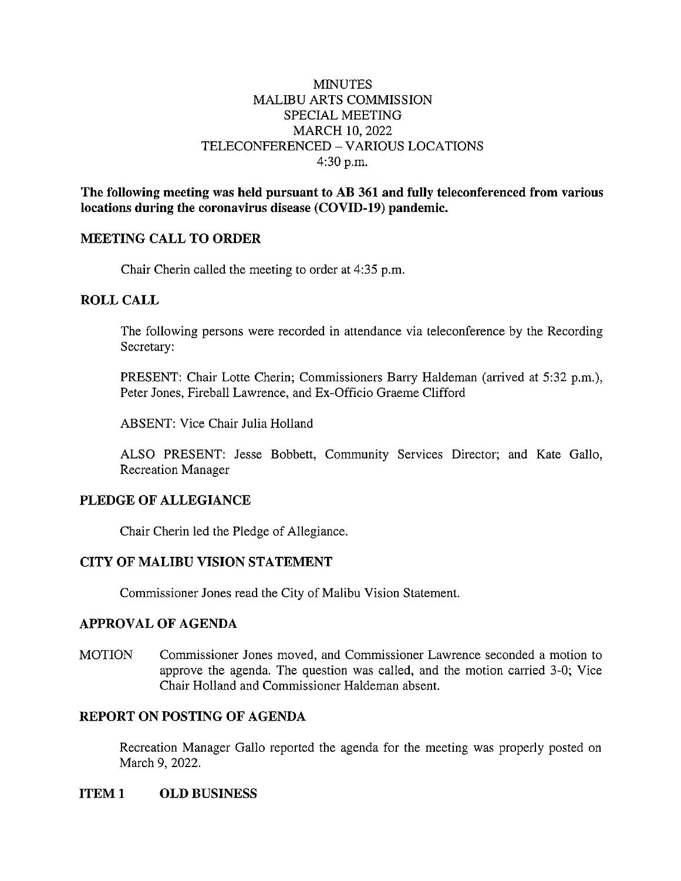# MINUTES
# MALIBU ARTS COMMISSION
# SPECIAL MEETING
# MARCH 10, 2022
# TELECONFERENCED – VARIOUS LOCATIONS
# 4:30 p.m.

**The following meeting was held pursuant to AB 361 and fully teleconferenced from various locations during the coronavirus disease (COVID-19) pandemic.**

## MEETING CALL TO ORDER

Chair Cherin called the meeting to order at 4:35 p.m.

## ROLL CALL

The following persons were recorded in attendance via teleconference by the Recording Secretary:

PRESENT: Chair Lotte Cherin; Commissioners Barry Haldeman (arrived at 5:32 p.m.), Peter Jones, Fireball Lawrence, and Ex-Officio Graeme Clifford

ABSENT: Vice Chair Julia Holland

ALSO PRESENT: Jesse Bobbett, Community Services Director; and Kate Gallo, Recreation Manager

## PLEDGE OF ALLEGIANCE

Chair Cherin led the Pledge of Allegiance.

## CITY OF MALIBU VISION STATEMENT

Commissioner Jones read the City of Malibu Vision Statement.

## APPROVAL OF AGENDA

MOTION Commissioner Jones moved, and Commissioner Lawrence seconded a motion to approve the agenda. The question was called, and the motion carried 3-0; Vice Chair Holland and Commissioner Haldeman absent.

## REPORT ON POSTING OF AGENDA

Recreation Manager Gallo reported the agenda for the meeting was properly posted on March 9, 2022.

## ITEM 1 OLD BUSINESS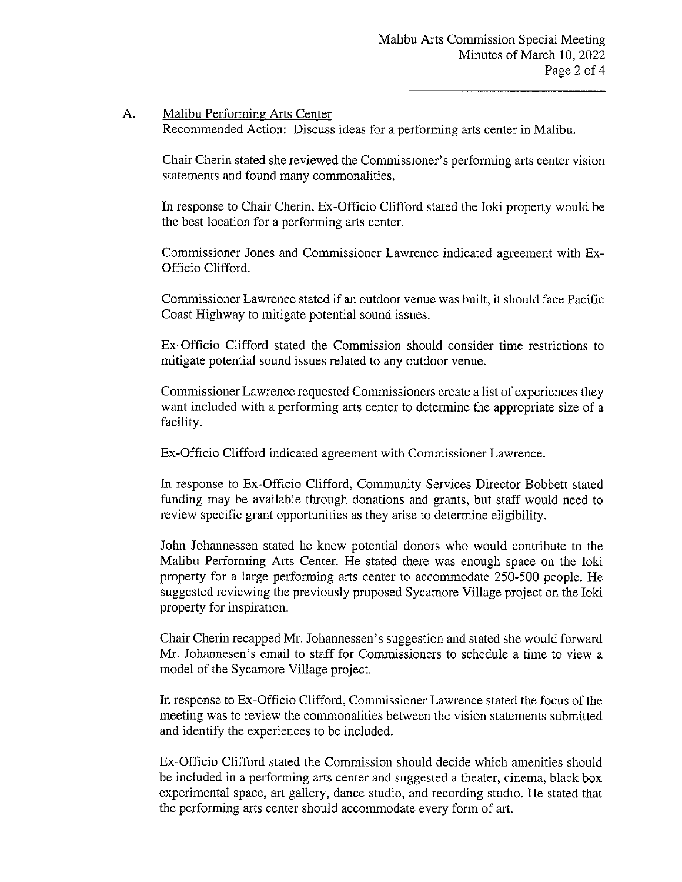A. Malibu Performing Arts Center

Recommended Action: Discuss ideas for a performing arts center in Malibu.

Chair Cherin stated she reviewed the Commissioner's performing arts center vision statements and found many commonalities.

In response to Chair Cherin, Ex-Officio Clifford stated the Ioki property would be the best location for a performing arts center.

Commissioner Jones and Commissioner Lawrence indicated agreement with Ex-Officio Clifford.

Commissioner Lawrence stated if an outdoor venue was built, it should face Pacific Coast Highway to mitigate potential sound issues.

Ex-Officio Clifford stated the Commission should consider time restrictions to mitigate potential sound issues related to any outdoor venue.

Commissioner Lawrence requested Commissioners create a list of experiences they want included with a performing arts center to determine the appropriate size of a facility.

Ex-Officio Clifford indicated agreement with Commissioner Lawrence.

In response to Ex-Officio Clifford, Community Services Director Bobbett stated funding may be available through donations and grants, but staff would need to review specific grant opportunities as they arise to determine eligibility.

John Johannessen stated he knew potential donors who would contribute to the Malibu Performing Arts Center. He stated there was enough space on the Ioki property for a large performing arts center to accommodate 250-500 people. He suggested reviewing the previously proposed Sycamore Village project on the Ioki property for inspiration.

Chair Cherin recapped Mr. Johannessen's suggestion and stated she would forward Mr. Johannesen's email to staff for Commissioners to schedule a time to view a model of the Sycamore Village project.

In response to Ex-Officio Clifford, Commissioner Lawrence stated the focus of the meeting was to review the commonalities between the vision statements submitted and identify the experiences to be included.

Ex-Officio Clifford stated the Commission should decide which amenities should be included in a performing arts center and suggested a theater, cinema, black box experimental space, art gallery, dance studio, and recording studio. He stated that the performing arts center should accommodate every form of art.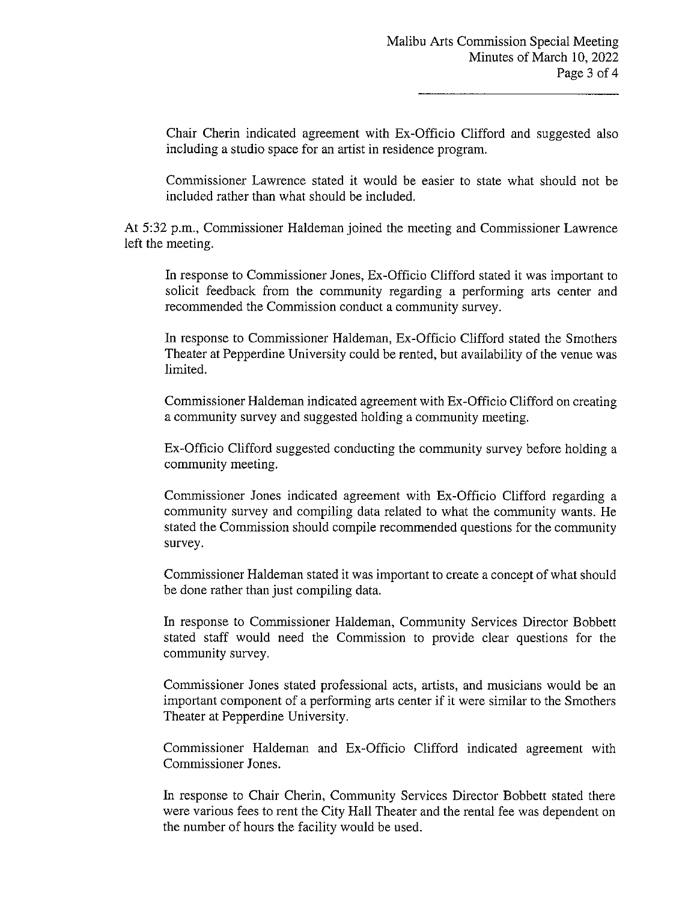Chair Cherin indicated agreement with Ex-Officio Clifford and suggested also including a studio space for an artist in residence program.

Commissioner Lawrence stated it would be easier to state what should not be included rather than what should be included.

At 5:32 p.m., Commissioner Haldeman joined the meeting and Commissioner Lawrence left the meeting.

In response to Commissioner Jones, Ex-Officio Clifford stated it was important to solicit feedback from the community regarding a performing arts center and recommended the Commission conduct a community survey.

In response to Commissioner Haldeman, Ex-Officio Clifford stated the Smothers Theater at Pepperdine University could be rented, but availability of the venue was limited.

Commissioner Haldeman indicated agreement with Ex-Officio Clifford on creating a community survey and suggested holding a community meeting.

Ex-Officio Clifford suggested conducting the community survey before holding a community meeting.

Commissioner Jones indicated agreement with Ex-Officio Clifford regarding a community survey and compiling data related to what the community wants. He stated the Commission should compile recommended questions for the community survey.

Commissioner Haldeman stated it was important to create a concept of what should be done rather than just compiling data.

In response to Commissioner Haldeman, Community Services Director Bobbett stated staff would need the Commission to provide clear questions for the community survey.

Commissioner Jones stated professional acts, artists, and musicians would be an important component of a performing arts center if it were similar to the Smothers Theater at Pepperdine University.

Commissioner Haldeman and Ex-Officio Clifford indicated agreement with Commissioner Jones.

In response to Chair Cherin, Community Services Director Bobbett stated there were various fees to rent the City Hall Theater and the rental fee was dependent on the number of hours the facility would be used.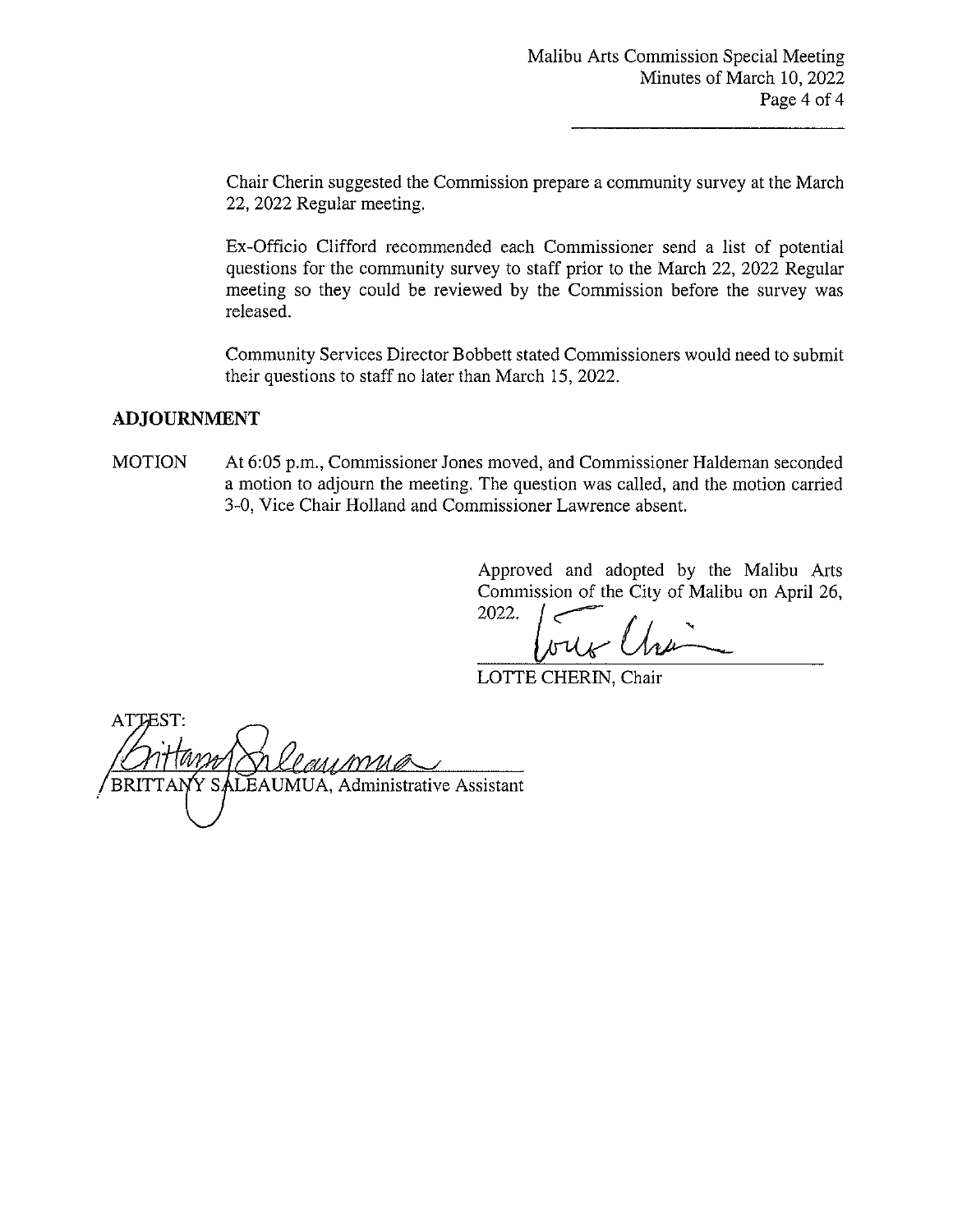Chair Cherin suggested the Commission prepare a community survey at the March 22, 2022 Regular meeting.

Ex-Officio Clifford recommended each Commissioner send a list of potential questions for the community survey to staff prior to the March 22, 2022 Regular meeting so they could be reviewed by the Commission before the survey was released.

Community Services Director Bobbett stated Commissioners would need to submit their questions to staff no later than March 15, 2022.

## ADJOURNMENT

MOTION At 6:05 p.m., Commissioner Jones moved, and Commissioner Haldeman seconded a motion to adjourn the meeting. The question was called, and the motion carried 3-0, Vice Chair Holland and Commissioner Lawrence absent.

Approved and adopted by the Malibu Arts Commission of the City of Malibu on April 26, 2022.

LOTTE CHERIN, Chair

ATTEST:

BRITTANY SALEAUMUA, Administrative Assistant